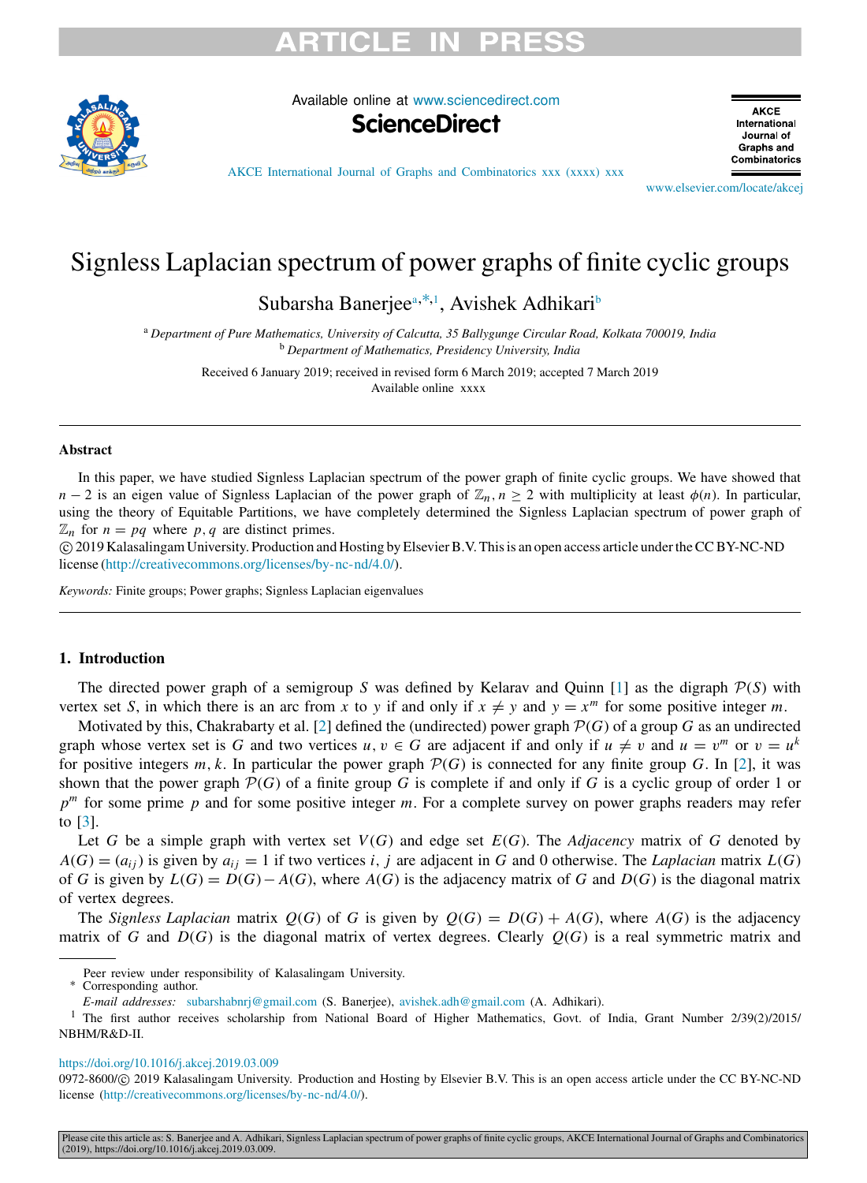# Signless Laplacian spectrum of power graphs of finite cyclic groups

Subarsha Banerjee[a,*,1], Avishek Adhikari[b]

[a] *Department of Pure Mathematics, University of Calcutta, 35 Ballygunge Circular Road, Kolkata 700019, India*
[b] *Department of Mathematics, Presidency University, India*

Received 6 January 2019; received in revised form 6 March 2019; accepted 7 March 2019
Available online xxxx

## Abstract

In this paper, we have studied Signless Laplacian spectrum of the power graph of finite cyclic groups. We have showed that $n-2$ is an eigen value of Signless Laplacian of the power graph of $\mathbb{Z}_n, n \geq 2$ with multiplicity at least $\phi(n)$. In particular, using the theory of Equitable Partitions, we have completely determined the Signless Laplacian spectrum of power graph of $\mathbb{Z}_n$ for $n = pq$ where $p, q$ are distinct primes.

© 2019 Kalasalingam University. Production and Hosting by Elsevier B.V. This is an open access article under the CC BY-NC-ND license (http://creativecommons.org/licenses/by-nc-nd/4.0/).

*Keywords:* Finite groups; Power graphs; Signless Laplacian eigenvalues

## 1. Introduction

The directed power graph of a semigroup $S$ was defined by Kelarav and Quinn [1] as the digraph $\mathcal{P}(S)$ with vertex set $S$, in which there is an arc from $x$ to $y$ if and only if $x \neq y$ and $y = x^m$ for some positive integer $m$.

Motivated by this, Chakrabarty et al. [2] defined the (undirected) power graph $\mathcal{P}(G)$ of a group $G$ as an undirected graph whose vertex set is $G$ and two vertices $u, v \in G$ are adjacent if and only if $u \neq v$ and $u = v^m$ or $v = u^k$ for positive integers $m, k$. In particular the power graph $\mathcal{P}(G)$ is connected for any finite group $G$. In [2], it was shown that the power graph $\mathcal{P}(G)$ of a finite group $G$ is complete if and only if $G$ is a cyclic group of order 1 or $p^m$ for some prime $p$ and for some positive integer $m$. For a complete survey on power graphs readers may refer to [3].

Let $G$ be a simple graph with vertex set $V(G)$ and edge set $E(G)$. The *Adjacency* matrix of $G$ denoted by $A(G) = (a_{ij})$ is given by $a_{ij} = 1$ if two vertices $i, j$ are adjacent in $G$ and 0 otherwise. The *Laplacian* matrix $L(G)$ of $G$ is given by $L(G) = D(G) - A(G)$, where $A(G)$ is the adjacency matrix of $G$ and $D(G)$ is the diagonal matrix of vertex degrees.

The *Signless Laplacian* matrix $Q(G)$ of $G$ is given by $Q(G) = D(G) + A(G)$, where $A(G)$ is the adjacency matrix of $G$ and $D(G)$ is the diagonal matrix of vertex degrees. Clearly $Q(G)$ is a real symmetric matrix and

Peer review under responsibility of Kalasalingam University.
\* Corresponding author.
*E-mail addresses:* subarshabnrj@gmail.com (S. Banerjee), avishek.adh@gmail.com (A. Adhikari).
[1] The first author receives scholarship from National Board of Higher Mathematics, Govt. of India, Grant Number 2/39(2)/2015/NBHM/R&D-II.

https://doi.org/10.1016/j.akcej.2019.03.009
0972-8600/© 2019 Kalasalingam University. Production and Hosting by Elsevier B.V. This is an open access article under the CC BY-NC-ND license (http://creativecommons.org/licenses/by-nc-nd/4.0/).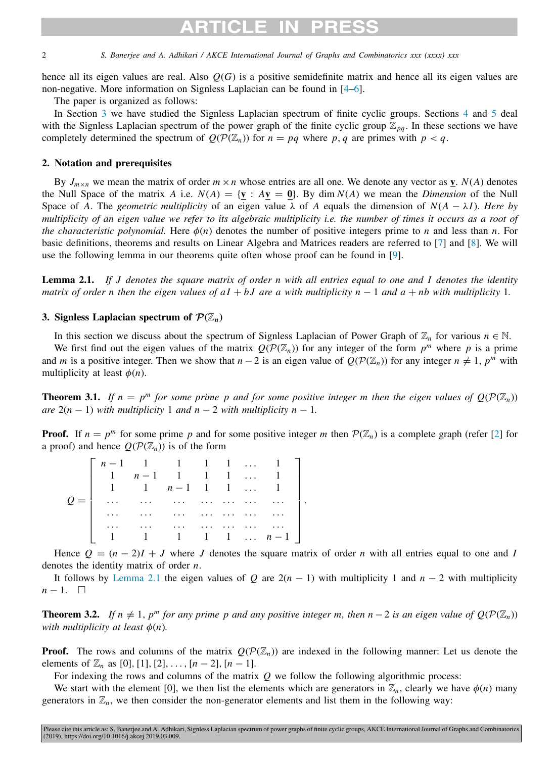hence all its eigen values are real. Also $Q(G)$ is a positive semidefinite matrix and hence all its eigen values are non-negative. More information on Signless Laplacian can be found in [4–6].

The paper is organized as follows:

In Section 3 we have studied the Signless Laplacian spectrum of finite cyclic groups. Sections 4 and 5 deal with the Signless Laplacian spectrum of the power graph of the finite cyclic group $\mathbb{Z}_{pq}$. In these sections we have completely determined the spectrum of $Q(\mathcal{P}(\mathbb{Z}_n))$ for $n = pq$ where $p, q$ are primes with $p < q$.

## 2. Notation and prerequisites

By $J_{m\times n}$ we mean the matrix of order $m \times n$ whose entries are all one. We denote any vector as $\underline{\mathbf{v}}$. $N(A)$ denotes the Null Space of the matrix $A$ i.e. $N(A) = \{\underline{\mathbf{v}} : A\underline{\mathbf{v}} = \underline{\mathbf{0}}\}$. By $\dim N(A)$ we mean the *Dimension* of the Null Space of $A$. The *geometric multiplicity* of an eigen value $\lambda$ of $A$ equals the dimension of $N(A - \lambda I)$. *Here by multiplicity of an eigen value we refer to its algebraic multiplicity i.e. the number of times it occurs as a root of the characteristic polynomial.* Here $\phi(n)$ denotes the number of positive integers prime to $n$ and less than $n$. For basic definitions, theorems and results on Linear Algebra and Matrices readers are referred to [7] and [8]. We will use the following lemma in our theorems quite often whose proof can be found in [9].

**Lemma 2.1.** *If $J$ denotes the square matrix of order $n$ with all entries equal to one and $I$ denotes the identity matrix of order $n$ then the eigen values of $aI + bJ$ are $a$ with multiplicity $n - 1$ and $a + nb$ with multiplicity 1.*

## 3. Signless Laplacian spectrum of $\mathcal{P}(\mathbb{Z}_n)$

In this section we discuss about the spectrum of Signless Laplacian of Power Graph of $\mathbb{Z}_n$ for various $n \in \mathbb{N}$.

We first find out the eigen values of the matrix $Q(\mathcal{P}(\mathbb{Z}_n))$ for any integer of the form $p^m$ where $p$ is a prime and $m$ is a positive integer. Then we show that $n-2$ is an eigen value of $Q(\mathcal{P}(\mathbb{Z}_n))$ for any integer $n \neq 1$, $p^m$ with multiplicity at least $\phi(n)$.

**Theorem 3.1.** *If $n = p^m$ for some prime $p$ and for some positive integer $m$ then the eigen values of $Q(\mathcal{P}(\mathbb{Z}_n))$ are $2(n - 1)$ with multiplicity 1 and $n - 2$ with multiplicity $n - 1$.*

**Proof.** If $n = p^m$ for some prime $p$ and for some positive integer $m$ then $\mathcal{P}(\mathbb{Z}_n)$ is a complete graph (refer [2] for a proof) and hence $Q(\mathcal{P}(\mathbb{Z}_n))$ is of the form

$$
Q = \begin{bmatrix}
n-1 & 1 & 1 & 1 & 1 & \dots & 1 \\
1 & n-1 & 1 & 1 & 1 & \dots & 1 \\
1 & 1 & n-1 & 1 & 1 & \dots & 1 \\
\dots & \dots & \dots & \dots & \dots & \dots & \dots \\
\dots & \dots & \dots & \dots & \dots & \dots & \dots \\
\dots & \dots & \dots & \dots & \dots & \dots & \dots \\
1 & 1 & 1 & 1 & 1 & \dots & n-1
\end{bmatrix}.
$$

Hence $Q = (n - 2)I + J$ where $J$ denotes the square matrix of order $n$ with all entries equal to one and $I$ denotes the identity matrix of order $n$.

It follows by Lemma 2.1 the eigen values of $Q$ are $2(n - 1)$ with multiplicity 1 and $n - 2$ with multiplicity $n - 1$. $\square$

**Theorem 3.2.** *If $n \neq 1$, $p^m$ for any prime $p$ and any positive integer $m$, then $n-2$ is an eigen value of $Q(\mathcal{P}(\mathbb{Z}_n))$ with multiplicity at least $\phi(n)$.*

**Proof.** The rows and columns of the matrix $Q(\mathcal{P}(\mathbb{Z}_n))$ are indexed in the following manner: Let us denote the elements of $\mathbb{Z}_n$ as $[0], [1], [2], \dots, [n-2], [n-1]$.

For indexing the rows and columns of the matrix $Q$ we follow the following algorithmic process:

We start with the element $[0]$, we then list the elements which are generators in $\mathbb{Z}_n$, clearly we have $\phi(n)$ many generators in $\mathbb{Z}_n$, we then consider the non-generator elements and list them in the following way: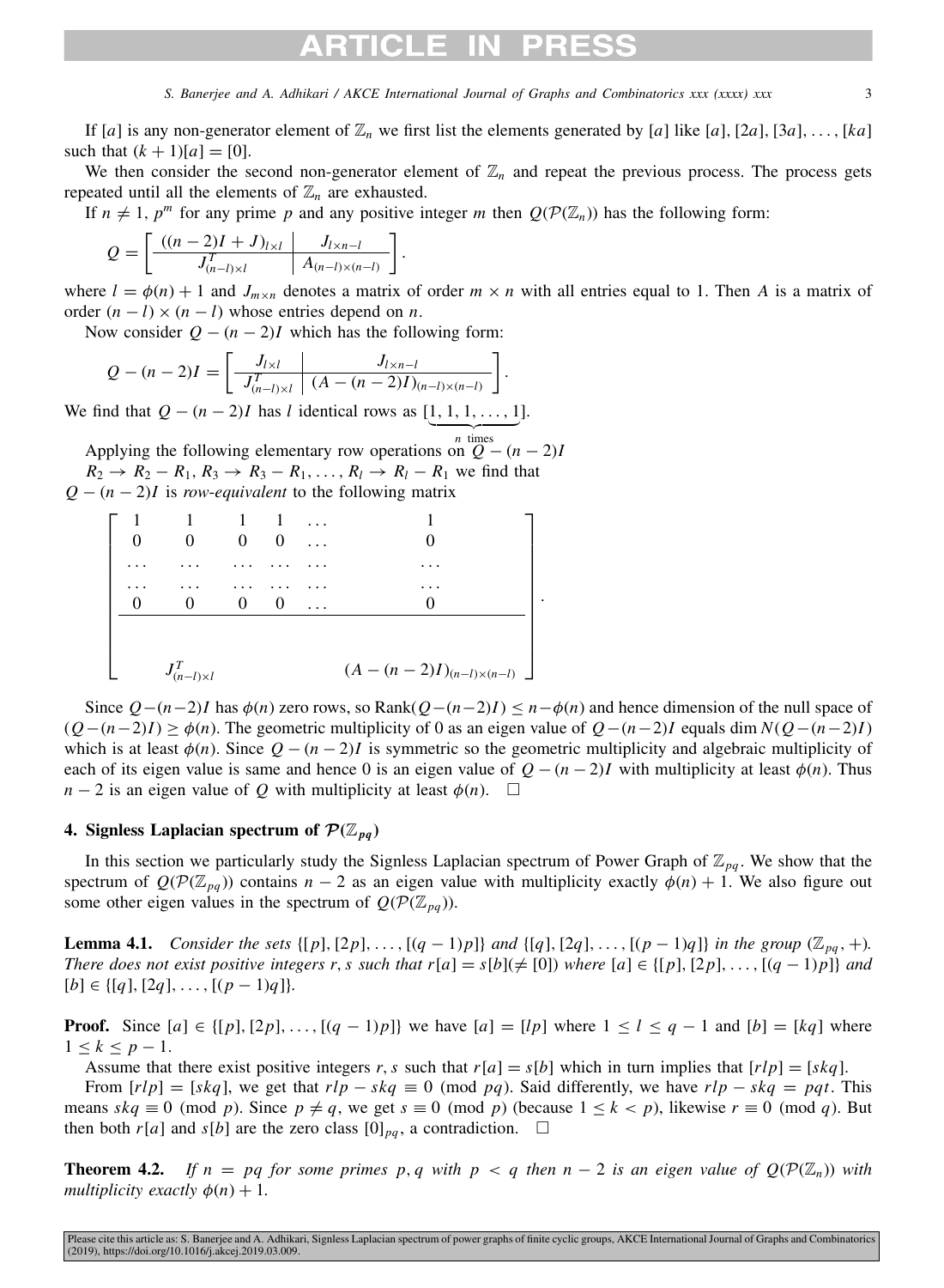If $[a]$ is any non-generator element of $\mathbb{Z}_n$ we first list the elements generated by $[a]$ like $[a], [2a], [3a], \ldots, [ka]$ such that $(k+1)[a] = [0]$.

We then consider the second non-generator element of $\mathbb{Z}_n$ and repeat the previous process. The process gets repeated until all the elements of $\mathbb{Z}_n$ are exhausted.

If $n \neq 1, p^m$ for any prime $p$ and any positive integer $m$ then $Q(\mathcal{P}(\mathbb{Z}_n))$ has the following form:

$$Q = \left[ \begin{array}{c|c} ((n-2)I + J)_{l \times l} & J_{l \times n-l} \\ \hline J^T_{(n-l) \times l} & A_{(n-l)\times(n-l)} \end{array} \right].$$

where $l = \phi(n) + 1$ and $J_{m \times n}$ denotes a matrix of order $m \times n$ with all entries equal to 1. Then $A$ is a matrix of order $(n-l) \times (n-l)$ whose entries depend on $n$.

Now consider $Q - (n-2)I$ which has the following form:

$$Q - (n-2)I = \left[ \begin{array}{c|c} J_{l \times l} & J_{l \times n-l} \\ \hline J^T_{(n-l) \times l} & (A - (n-2)I)_{(n-l)\times(n-l)} \end{array} \right].$$

We find that $Q - (n-2)I$ has $l$ identical rows as $[\underbrace{1, 1, 1, \ldots, 1}_{n \text{ times}}]$.

Applying the following elementary row operations on $Q - (n-2)I$

$R_2 \to R_2 - R_1, R_3 \to R_3 - R_1, \ldots, R_l \to R_l - R_1$ we find that $Q - (n-2)I$ is *row-equivalent* to the following matrix

$$\left[ \begin{array}{cccccc} 1 & 1 & 1 & 1 & \ldots & 1 \\ 0 & 0 & 0 & 0 & \ldots & 0 \\ \ldots & \ldots & \ldots & \ldots & \ldots & \ldots \\ \ldots & \ldots & \ldots & \ldots & \ldots & \ldots \\ 0 & 0 & 0 & 0 & \ldots & 0 \\ \hline & & & & & \\ & J^T_{(n-l)\times l} & & & & (A - (n-2)I)_{(n-l)\times(n-l)} \end{array} \right].$$

Since $Q-(n-2)I$ has $\phi(n)$ zero rows, so $\text{Rank}(Q-(n-2)I) \leq n - \phi(n)$ and hence dimension of the null space of $(Q-(n-2)I) \geq \phi(n)$. The geometric multiplicity of 0 as an eigen value of $Q-(n-2)I$ equals $\dim N(Q-(n-2)I)$ which is at least $\phi(n)$. Since $Q-(n-2)I$ is symmetric so the geometric multiplicity and algebraic multiplicity of each of its eigen value is same and hence 0 is an eigen value of $Q-(n-2)I$ with multiplicity at least $\phi(n)$. Thus $n-2$ is an eigen value of $Q$ with multiplicity at least $\phi(n)$. $\square$

## 4. Signless Laplacian spectrum of $\mathcal{P}(\mathbb{Z}_{pq})$

In this section we particularly study the Signless Laplacian spectrum of Power Graph of $\mathbb{Z}_{pq}$. We show that the spectrum of $Q(\mathcal{P}(\mathbb{Z}_{pq}))$ contains $n-2$ as an eigen value with multiplicity exactly $\phi(n)+1$. We also figure out some other eigen values in the spectrum of $Q(\mathcal{P}(\mathbb{Z}_{pq}))$.

**Lemma 4.1.** *Consider the sets $\{[p], [2p], \ldots, [(q-1)p]\}$ and $\{[q], [2q], \ldots, [(p-1)q]\}$ in the group $(\mathbb{Z}_{pq}, +)$. There does not exist positive integers $r, s$ such that $r[a] = s[b] (\neq [0])$ where $[a] \in \{[p], [2p], \ldots, [(q-1)p]\}$ and $[b] \in \{[q], [2q], \ldots, [(p-1)q]\}$.*

**Proof.** Since $[a] \in \{[p], [2p], \ldots, [(q-1)p]\}$ we have $[a] = [lp]$ where $1 \leq l \leq q-1$ and $[b] = [kq]$ where $1 \leq k \leq p-1$.

Assume that there exist positive integers $r, s$ such that $r[a] = s[b]$ which in turn implies that $[rlp] = [skq]$.

From $[rlp] = [skq]$, we get that $rlp - skq \equiv 0 \pmod{pq}$. Said differently, we have $rlp - skq = pqt$. This means $skq \equiv 0 \pmod p$. Since $p \neq q$, we get $s \equiv 0 \pmod p$ (because $1 \leq k < p$), likewise $r \equiv 0 \pmod q$. But then both $r[a]$ and $s[b]$ are the zero class $[0]_{pq}$, a contradiction. $\square$

**Theorem 4.2.** *If $n = pq$ for some primes $p, q$ with $p < q$ then $n-2$ is an eigen value of $Q(\mathcal{P}(\mathbb{Z}_n))$ with multiplicity exactly $\phi(n)+1$.*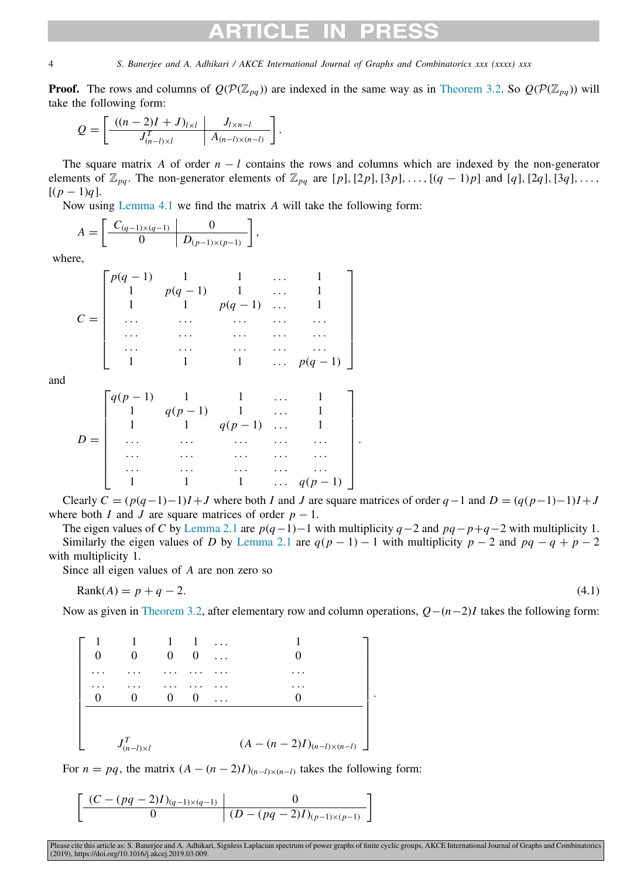**Proof.** The rows and columns of $Q(\mathcal{P}(\mathbb{Z}_{pq}))$ are indexed in the same way as in Theorem 3.2. So $Q(\mathcal{P}(\mathbb{Z}_{pq}))$ will take the following form:

$$Q = \left[\begin{array}{c|c} ((n-2)I+J)_{l\times l} & J_{l\times n-l} \\ \hline J^T_{(n-l)\times l} & A_{(n-l)\times(n-l)} \end{array}\right].$$

The square matrix $A$ of order $n-l$ contains the rows and columns which are indexed by the non-generator elements of $\mathbb{Z}_{pq}$. The non-generator elements of $\mathbb{Z}_{pq}$ are $[p], [2p], [3p], \ldots, [(q-1)p]$ and $[q], [2q], [3q], \ldots, [(p-1)q]$.

Now using Lemma 4.1 we find the matrix $A$ will take the following form:

$$A = \left[\begin{array}{c|c} C_{(q-1)\times(q-1)} & 0 \\ \hline 0 & D_{(p-1)\times(p-1)} \end{array}\right],$$

where,

$$C = \begin{bmatrix} p(q-1) & 1 & 1 & \ldots & 1 \\ 1 & p(q-1) & 1 & \ldots & 1 \\ 1 & 1 & p(q-1) & \ldots & 1 \\ \ldots & \ldots & \ldots & \ldots & \ldots \\ \ldots & \ldots & \ldots & \ldots & \ldots \\ \ldots & \ldots & \ldots & \ldots & \ldots \\ 1 & 1 & 1 & \ldots & p(q-1) \end{bmatrix}$$

and

$$D = \begin{bmatrix} q(p-1) & 1 & 1 & \ldots & 1 \\ 1 & q(p-1) & 1 & \ldots & 1 \\ 1 & 1 & q(p-1) & \ldots & 1 \\ \ldots & \ldots & \ldots & \ldots & \ldots \\ \ldots & \ldots & \ldots & \ldots & \ldots \\ \ldots & \ldots & \ldots & \ldots & \ldots \\ 1 & 1 & 1 & \ldots & q(p-1) \end{bmatrix}.$$

Clearly $C = (p(q-1)-1)I + J$ where both $I$ and $J$ are square matrices of order $q-1$ and $D = (q(p-1)-1)I + J$ where both $I$ and $J$ are square matrices of order $p-1$.

The eigen values of $C$ by Lemma 2.1 are $p(q-1)-1$ with multiplicity $q-2$ and $pq-p+q-2$ with multiplicity 1.

Similarly the eigen values of $D$ by Lemma 2.1 are $q(p-1)-1$ with multiplicity $p-2$ and $pq-q+p-2$ with multiplicity 1.

Since all eigen values of $A$ are non zero so

$$\text{Rank}(A) = p+q-2. \tag{4.1}$$

Now as given in Theorem 3.2, after elementary row and column operations, $Q-(n-2)I$ takes the following form:

$$\left[\begin{array}{cccccc} 1 & 1 & 1 & 1 & \ldots & 1 \\ 0 & 0 & 0 & 0 & \ldots & 0 \\ \ldots & \ldots & \ldots & \ldots & \ldots & \ldots \\ \ldots & \ldots & \ldots & \ldots & \ldots & \ldots \\ 0 & 0 & 0 & 0 & \ldots & 0 \\ \hline \multicolumn{2}{c}{J^T_{(n-l)\times l}} & & \multicolumn{3}{c}{(A-(n-2)I)_{(n-l)\times(n-l)}} \end{array}\right].$$

For $n = pq$, the matrix $(A-(n-2)I)_{(n-l)\times(n-l)}$ takes the following form:

$$\left[\begin{array}{c|c} (C-(pq-2)I)_{(q-1)\times(q-1)} & 0 \\ \hline 0 & (D-(pq-2)I)_{(p-1)\times(p-1)} \end{array}\right]$$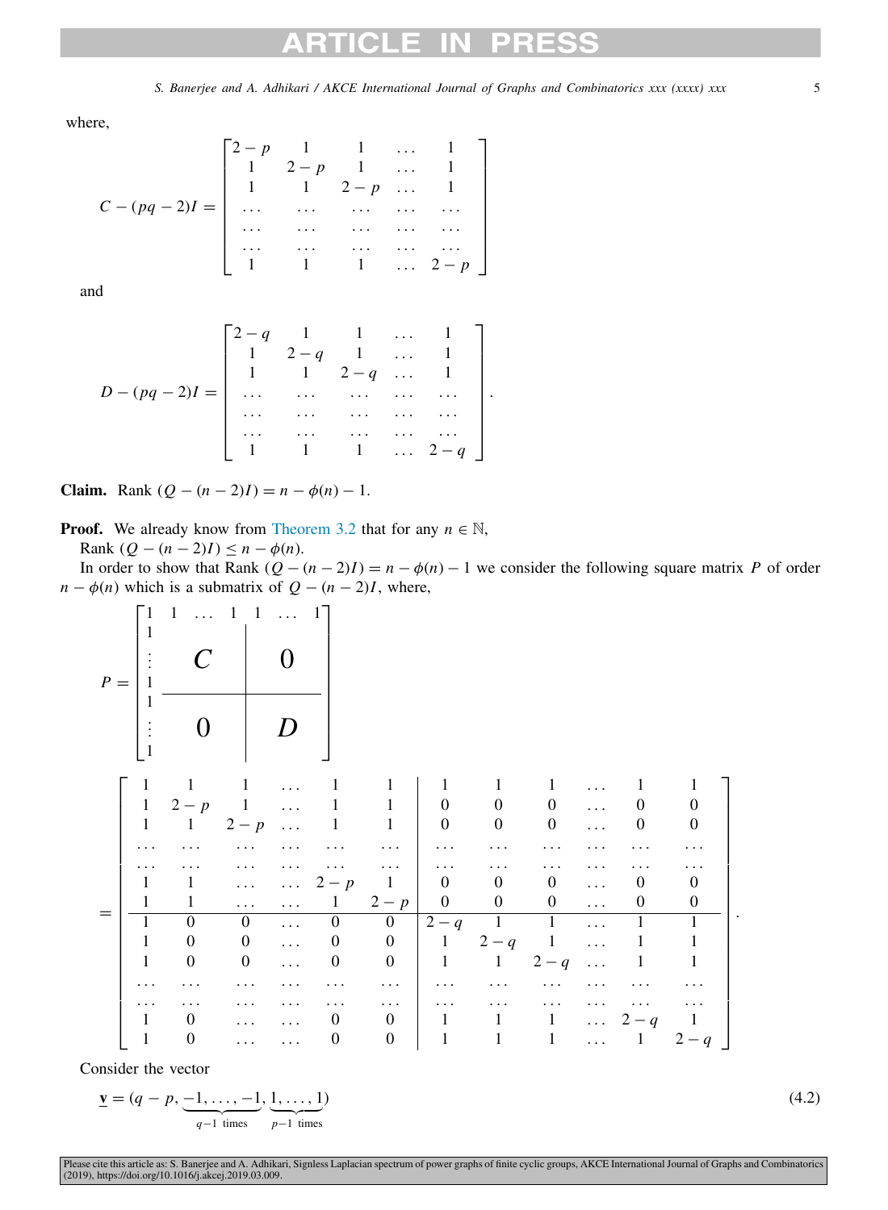where,

$$C-(pq-2)I=\begin{bmatrix} 2-p & 1 & 1 & \dots & 1 \\ 1 & 2-p & 1 & \dots & 1 \\ 1 & 1 & 2-p & \dots & 1 \\ \dots & \dots & \dots & \dots & \dots \\ \dots & \dots & \dots & \dots & \dots \\ \dots & \dots & \dots & \dots & \dots \\ 1 & 1 & 1 & \dots & 2-p \end{bmatrix}$$

and

$$D-(pq-2)I=\begin{bmatrix} 2-q & 1 & 1 & \dots & 1 \\ 1 & 2-q & 1 & \dots & 1 \\ 1 & 1 & 2-q & \dots & 1 \\ \dots & \dots & \dots & \dots & \dots \\ \dots & \dots & \dots & \dots & \dots \\ \dots & \dots & \dots & \dots & \dots \\ 1 & 1 & 1 & \dots & 2-q \end{bmatrix}.$$

**Claim.** Rank $(Q-(n-2)I)=n-\phi(n)-1$.

**Proof.** We already know from Theorem 3.2 that for any $n \in \mathbb{N}$,

Rank $(Q-(n-2)I) \leq n-\phi(n)$.

In order to show that Rank $(Q-(n-2)I)=n-\phi(n)-1$ we consider the following square matrix $P$ of order $n-\phi(n)$ which is a submatrix of $Q-(n-2)I$, where,

$$P=\left[\begin{array}{c|c|c} 1 & 1 \ \dots \ 1 & 1 \ \dots \ 1 \\ \begin{matrix}1\\ \vdots \\ 1\end{matrix} & C & 0 \\ \hline \begin{matrix}1\\ \vdots \\ 1\end{matrix} & 0 & D \end{array}\right]$$

$$=\left[\begin{array}{cccccc|cccccc} 1 & 1 & 1 & \dots & 1 & 1 & 1 & 1 & 1 & \dots & 1 & 1 \\ 1 & 2-p & 1 & \dots & 1 & 1 & 0 & 0 & 0 & \dots & 0 & 0 \\ 1 & 1 & 2-p & \dots & 1 & 1 & 0 & 0 & 0 & \dots & 0 & 0 \\ \dots & \dots & \dots & \dots & \dots & \dots & \dots & \dots & \dots & \dots & \dots & \dots \\ \dots & \dots & \dots & \dots & \dots & \dots & \dots & \dots & \dots & \dots & \dots & \dots \\ 1 & 1 & \dots & \dots & 2-p & 1 & 0 & 0 & 0 & \dots & 0 & 0 \\ 1 & 1 & \dots & \dots & 1 & 2-p & 0 & 0 & 0 & \dots & 0 & 0 \\ \hline 1 & 0 & 0 & \dots & 0 & 0 & 2-q & 1 & 1 & \dots & 1 & 1 \\ 1 & 0 & 0 & \dots & 0 & 0 & 1 & 2-q & 1 & \dots & 1 & 1 \\ 1 & 0 & 0 & \dots & 0 & 0 & 1 & 1 & 2-q & \dots & 1 & 1 \\ \dots & \dots & \dots & \dots & \dots & \dots & \dots & \dots & \dots & \dots & \dots & \dots \\ \dots & \dots & \dots & \dots & \dots & \dots & \dots & \dots & \dots & \dots & \dots & \dots \\ 1 & 0 & \dots & \dots & 0 & 0 & 1 & 1 & 1 & \dots & 2-q & 1 \\ 1 & 0 & \dots & \dots & 0 & 0 & 1 & 1 & 1 & \dots & 1 & 2-q \end{array}\right].$$

Consider the vector

$$\underline{\mathbf{v}}=(q-p,\underbrace{-1,\dots,-1}_{q-1 \text{ times}},\underbrace{1,\dots,1}_{p-1 \text{ times}}) \tag{4.2}$$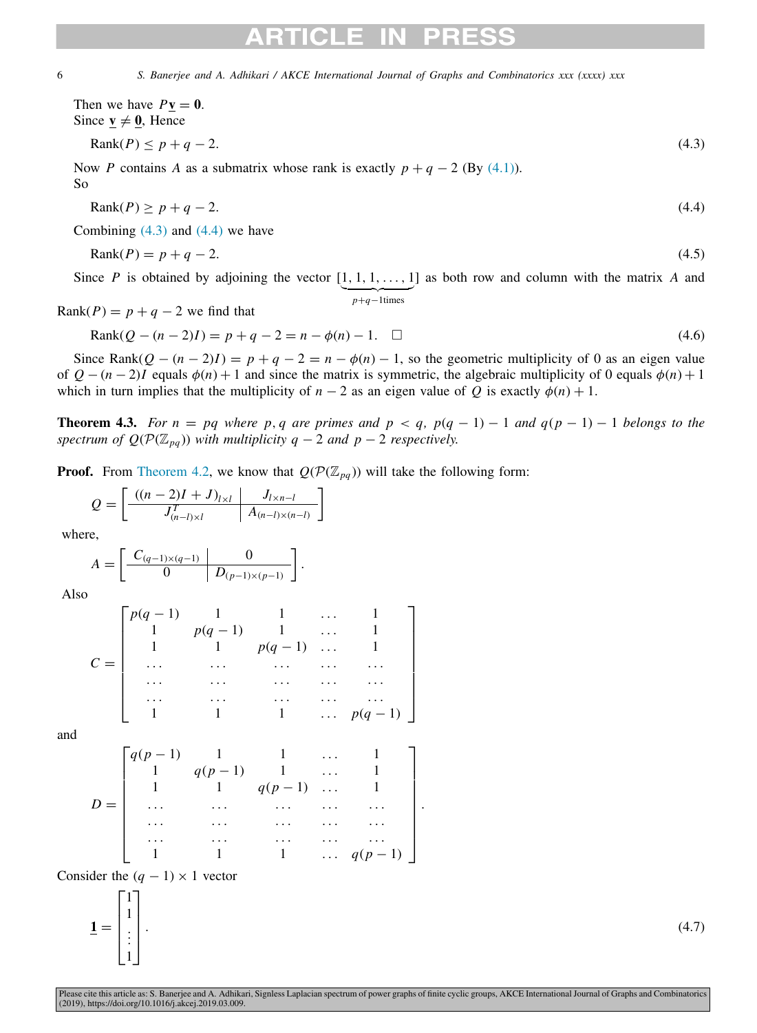Then we have $P\underline{\mathbf{v}} = \mathbf{0}$.
Since $\underline{\mathbf{v}} \neq \underline{\mathbf{0}}$, Hence

$$\text{Rank}(P) \leq p + q - 2. \tag{4.3}$$

Now $P$ contains $A$ as a submatrix whose rank is exactly $p + q - 2$ (By (4.1)).
So

$$\text{Rank}(P) \geq p + q - 2. \tag{4.4}$$

Combining (4.3) and (4.4) we have

$$\text{Rank}(P) = p + q - 2. \tag{4.5}$$

Since $P$ is obtained by adjoining the vector $[\underbrace{1, 1, 1, \ldots, 1}_{p+q-1\text{times}}]$ as both row and column with the matrix $A$ and $\text{Rank}(P) = p + q - 2$ we find that

$$\text{Rank}(Q - (n-2)I) = p + q - 2 = n - \phi(n) - 1. \quad \square \tag{4.6}$$

Since $\text{Rank}(Q - (n-2)I) = p + q - 2 = n - \phi(n) - 1$, so the geometric multiplicity of 0 as an eigen value of $Q - (n-2)I$ equals $\phi(n) + 1$ and since the matrix is symmetric, the algebraic multiplicity of 0 equals $\phi(n) + 1$ which in turn implies that the multiplicity of $n - 2$ as an eigen value of $Q$ is exactly $\phi(n) + 1$.

**Theorem 4.3.** *For $n = pq$ where $p, q$ are primes and $p < q$, $p(q-1) - 1$ and $q(p-1) - 1$ belongs to the spectrum of $Q(\mathcal{P}(\mathbb{Z}_{pq}))$ with multiplicity $q - 2$ and $p - 2$ respectively.*

**Proof.** From Theorem 4.2, we know that $Q(\mathcal{P}(\mathbb{Z}_{pq}))$ will take the following form:

$$Q = \left[\begin{array}{c|c} ((n-2)I + J)_{l \times l} & J_{l \times n-l} \\ \hline J^T_{(n-l) \times l} & A_{(n-l) \times (n-l)} \end{array}\right]$$

where,

$$A = \left[\begin{array}{c|c} C_{(q-1) \times (q-1)} & 0 \\ \hline 0 & D_{(p-1) \times (p-1)} \end{array}\right].$$

Also

$$C = \begin{bmatrix} p(q-1) & 1 & 1 & \ldots & 1 \\ 1 & p(q-1) & 1 & \ldots & 1 \\ 1 & 1 & p(q-1) & \ldots & 1 \\ \ldots & \ldots & \ldots & \ldots & \ldots \\ \ldots & \ldots & \ldots & \ldots & \ldots \\ \ldots & \ldots & \ldots & \ldots & \ldots \\ 1 & 1 & 1 & \ldots & p(q-1) \end{bmatrix}$$

and

$$D = \begin{bmatrix} q(p-1) & 1 & 1 & \ldots & 1 \\ 1 & q(p-1) & 1 & \ldots & 1 \\ 1 & 1 & q(p-1) & \ldots & 1 \\ \ldots & \ldots & \ldots & \ldots & \ldots \\ \ldots & \ldots & \ldots & \ldots & \ldots \\ \ldots & \ldots & \ldots & \ldots & \ldots \\ 1 & 1 & 1 & \ldots & q(p-1) \end{bmatrix}.$$

Consider the $(q-1) \times 1$ vector

$$\underline{\mathbf{1}} = \begin{bmatrix} 1 \\ 1 \\ \vdots \\ 1 \end{bmatrix}. \tag{4.7}$$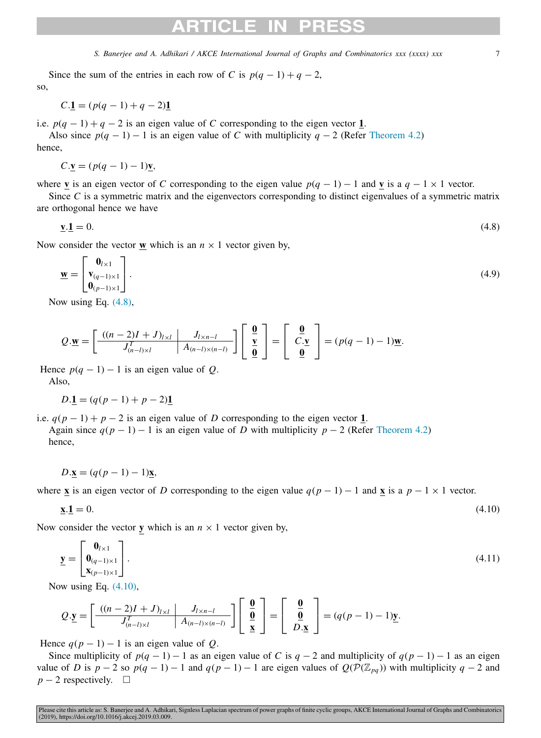Since the sum of the entries in each row of $C$ is $p(q-1)+q-2$, so,

$$C.\underline{\mathbf{1}} = (p(q-1)+q-2)\underline{\mathbf{1}}$$

i.e. $p(q-1)+q-2$ is an eigen value of $C$ corresponding to the eigen vector $\underline{\mathbf{1}}$.

Also since $p(q-1)-1$ is an eigen value of $C$ with multiplicity $q-2$ (Refer Theorem 4.2) hence,

$$C.\underline{\mathbf{v}} = (p(q-1)-1)\underline{\mathbf{v}},$$

where $\underline{\mathbf{v}}$ is an eigen vector of $C$ corresponding to the eigen value $p(q-1)-1$ and $\underline{\mathbf{v}}$ is a $q-1\times 1$ vector.

Since $C$ is a symmetric matrix and the eigenvectors corresponding to distinct eigenvalues of a symmetric matrix are orthogonal hence we have

$$\underline{\mathbf{v}}.\underline{\mathbf{1}} = 0. \tag{4.8}$$

Now consider the vector $\underline{\mathbf{w}}$ which is an $n\times 1$ vector given by,

$$\underline{\mathbf{w}} = \begin{bmatrix} \mathbf{0}_{l\times 1} \\ \mathbf{v}_{(q-1)\times 1} \\ \mathbf{0}_{(p-1)\times 1} \end{bmatrix}. \tag{4.9}$$

Now using Eq. (4.8),

$$Q.\underline{\mathbf{w}} = \left[\begin{array}{c|c} ((n-2)I+J)_{l\times l} & J_{l\times n-l} \\ \hline J^T_{(n-l)\times l} & A_{(n-l)\times(n-l)} \end{array}\right] \begin{bmatrix} \underline{\mathbf{0}} \\ \underline{\mathbf{v}} \\ \underline{\mathbf{0}} \end{bmatrix} = \begin{bmatrix} \underline{\mathbf{0}} \\ C.\underline{\mathbf{v}} \\ \underline{\mathbf{0}} \end{bmatrix} = (p(q-1)-1)\underline{\mathbf{w}}.$$

Hence $p(q-1)-1$ is an eigen value of $Q$.

Also,

$$D.\underline{\mathbf{1}} = (q(p-1)+p-2)\underline{\mathbf{1}}$$

i.e. $q(p-1)+p-2$ is an eigen value of $D$ corresponding to the eigen vector $\underline{\mathbf{1}}$.

Again since $q(p-1)-1$ is an eigen value of $D$ with multiplicity $p-2$ (Refer Theorem 4.2) hence,

$$D.\underline{\mathbf{x}} = (q(p-1)-1)\underline{\mathbf{x}},$$

where $\underline{\mathbf{x}}$ is an eigen vector of $D$ corresponding to the eigen value $q(p-1)-1$ and $\underline{\mathbf{x}}$ is a $p-1\times 1$ vector.

$$\underline{\mathbf{x}}.\underline{\mathbf{1}} = 0. \tag{4.10}$$

Now consider the vector $\underline{\mathbf{y}}$ which is an $n\times 1$ vector given by,

$$\underline{\mathbf{y}} = \begin{bmatrix} \mathbf{0}_{l\times 1} \\ \mathbf{0}_{(q-1)\times 1} \\ \mathbf{x}_{(p-1)\times 1} \end{bmatrix}. \tag{4.11}$$

Now using Eq. (4.10),

$$Q.\underline{\mathbf{y}} = \left[\begin{array}{c|c} ((n-2)I+J)_{l\times l} & J_{l\times n-l} \\ \hline J^T_{(n-l)\times l} & A_{(n-l)\times(n-l)} \end{array}\right] \begin{bmatrix} \underline{\mathbf{0}} \\ \underline{\mathbf{0}} \\ \underline{\mathbf{x}} \end{bmatrix} = \begin{bmatrix} \underline{\mathbf{0}} \\ \underline{\mathbf{0}} \\ D.\underline{\mathbf{x}} \end{bmatrix} = (q(p-1)-1)\underline{\mathbf{y}}.$$

Hence $q(p-1)-1$ is an eigen value of $Q$.

Since multiplicity of $p(q-1)-1$ as an eigen value of $C$ is $q-2$ and multiplicity of $q(p-1)-1$ as an eigen value of $D$ is $p-2$ so $p(q-1)-1$ and $q(p-1)-1$ are eigen values of $Q(\mathcal{P}(\mathbb{Z}_{pq}))$ with multiplicity $q-2$ and $p-2$ respectively. □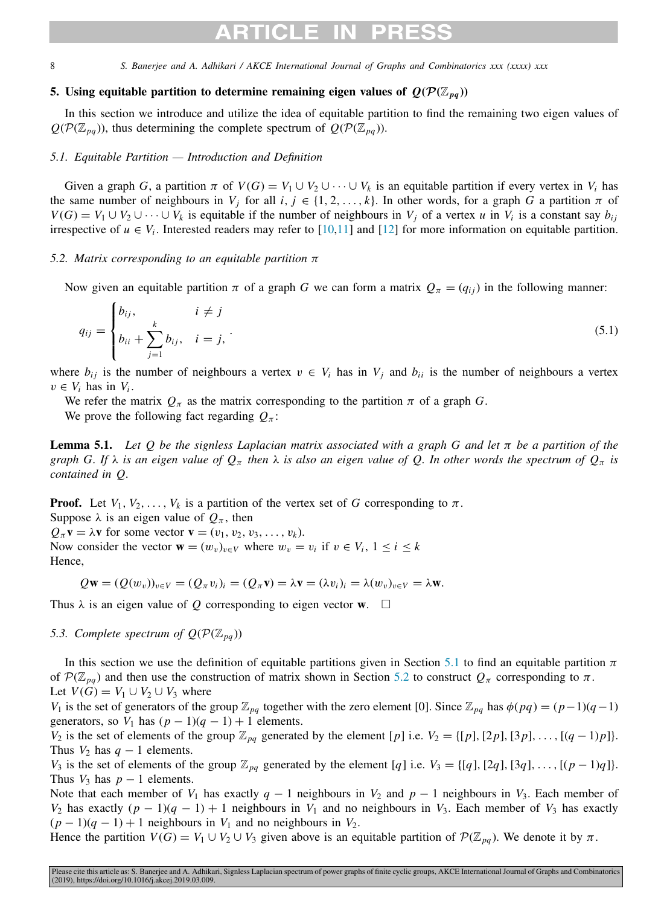## 5. Using equitable partition to determine remaining eigen values of $Q(\mathcal{P}(\mathbb{Z}_{pq}))$

In this section we introduce and utilize the idea of equitable partition to find the remaining two eigen values of $Q(\mathcal{P}(\mathbb{Z}_{pq}))$, thus determining the complete spectrum of $Q(\mathcal{P}(\mathbb{Z}_{pq}))$.

### 5.1. Equitable Partition — Introduction and Definition

Given a graph $G$, a partition $\pi$ of $V(G) = V_1 \cup V_2 \cup \cdots \cup V_k$ is an equitable partition if every vertex in $V_i$ has the same number of neighbours in $V_j$ for all $i, j \in \{1, 2, \ldots, k\}$. In other words, for a graph $G$ a partition $\pi$ of $V(G) = V_1 \cup V_2 \cup \cdots \cup V_k$ is equitable if the number of neighbours in $V_j$ of a vertex $u$ in $V_i$ is a constant say $b_{ij}$ irrespective of $u \in V_i$. Interested readers may refer to [10,11] and [12] for more information on equitable partition.

### 5.2. Matrix corresponding to an equitable partition $\pi$

Now given an equitable partition $\pi$ of a graph $G$ we can form a matrix $Q_\pi = (q_{ij})$ in the following manner:

$$q_{ij} = \begin{cases} b_{ij}, & i \neq j \\ b_{ii} + \displaystyle\sum_{j=1}^{k} b_{ij}, & i = j, \end{cases} . \tag{5.1}$$

where $b_{ij}$ is the number of neighbours a vertex $v \in V_i$ has in $V_j$ and $b_{ii}$ is the number of neighbours a vertex $v \in V_i$ has in $V_i$.

We refer the matrix $Q_\pi$ as the matrix corresponding to the partition $\pi$ of a graph $G$.

We prove the following fact regarding $Q_\pi$:

**Lemma 5.1.** *Let $Q$ be the signless Laplacian matrix associated with a graph $G$ and let $\pi$ be a partition of the graph $G$. If $\lambda$ is an eigen value of $Q_\pi$ then $\lambda$ is also an eigen value of $Q$. In other words the spectrum of $Q_\pi$ is contained in $Q$.*

**Proof.** Let $V_1, V_2, \ldots, V_k$ is a partition of the vertex set of $G$ corresponding to $\pi$.
Suppose $\lambda$ is an eigen value of $Q_\pi$, then
$Q_\pi \mathbf{v} = \lambda \mathbf{v}$ for some vector $\mathbf{v} = (v_1, v_2, v_3, \ldots, v_k)$.
Now consider the vector $\mathbf{w} = (w_v)_{v \in V}$ where $w_v = v_i$ if $v \in V_i$, $1 \leq i \leq k$
Hence,

$$Q\mathbf{w} = (Q(w_v))_{v \in V} = (Q_\pi v_i)_i = (Q_\pi \mathbf{v}) = \lambda \mathbf{v} = (\lambda v_i)_i = \lambda (w_v)_{v \in V} = \lambda \mathbf{w}.$$

Thus $\lambda$ is an eigen value of $Q$ corresponding to eigen vector $\mathbf{w}$. $\square$

### 5.3. Complete spectrum of $Q(\mathcal{P}(\mathbb{Z}_{pq}))$

In this section we use the definition of equitable partitions given in Section 5.1 to find an equitable partition $\pi$ of $\mathcal{P}(\mathbb{Z}_{pq})$ and then use the construction of matrix shown in Section 5.2 to construct $Q_\pi$ corresponding to $\pi$.
Let $V(G) = V_1 \cup V_2 \cup V_3$ where
$V_1$ is the set of generators of the group $\mathbb{Z}_{pq}$ together with the zero element $[0]$. Since $\mathbb{Z}_{pq}$ has $\phi(pq) = (p-1)(q-1)$ generators, so $V_1$ has $(p-1)(q-1)+1$ elements.
$V_2$ is the set of elements of the group $\mathbb{Z}_{pq}$ generated by the element $[p]$ i.e. $V_2 = \{[p], [2p], [3p], \ldots, [(q-1)p]\}$. Thus $V_2$ has $q-1$ elements.
$V_3$ is the set of elements of the group $\mathbb{Z}_{pq}$ generated by the element $[q]$ i.e. $V_3 = \{[q], [2q], [3q], \ldots, [(p-1)q]\}$. Thus $V_3$ has $p-1$ elements.
Note that each member of $V_1$ has exactly $q-1$ neighbours in $V_2$ and $p-1$ neighbours in $V_3$. Each member of $V_2$ has exactly $(p-1)(q-1)+1$ neighbours in $V_1$ and no neighbours in $V_3$. Each member of $V_3$ has exactly $(p-1)(q-1)+1$ neighbours in $V_1$ and no neighbours in $V_2$.
Hence the partition $V(G) = V_1 \cup V_2 \cup V_3$ given above is an equitable partition of $\mathcal{P}(\mathbb{Z}_{pq})$. We denote it by $\pi$.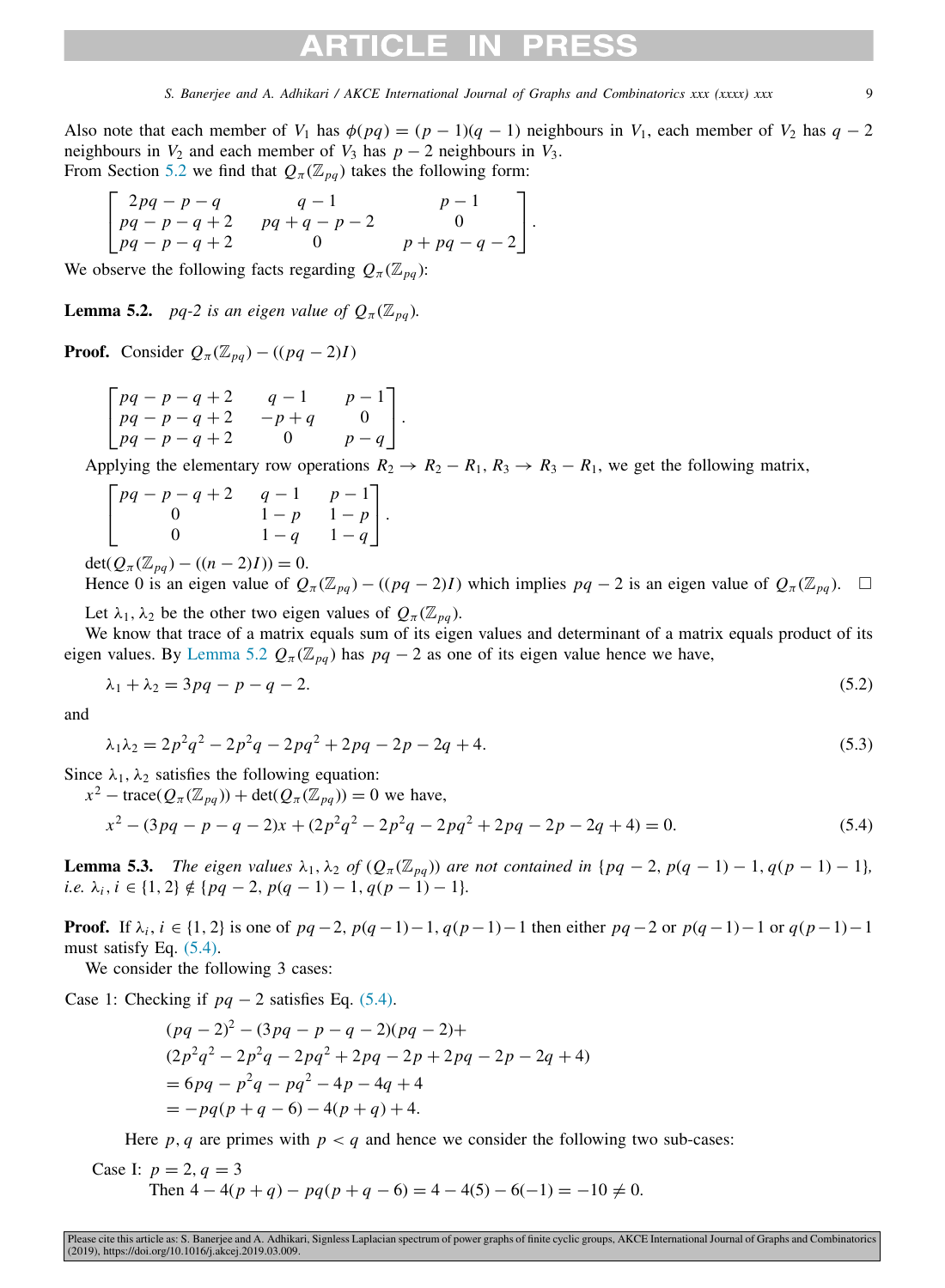Also note that each member of $V_1$ has $\phi(pq) = (p-1)(q-1)$ neighbours in $V_1$, each member of $V_2$ has $q-2$ neighbours in $V_2$ and each member of $V_3$ has $p-2$ neighbours in $V_3$.
From Section 5.2 we find that $Q_\pi(\mathbb{Z}_{pq})$ takes the following form:

$$\begin{bmatrix} 2pq-p-q & q-1 & p-1 \\ pq-p-q+2 & pq+q-p-2 & 0 \\ pq-p-q+2 & 0 & p+pq-q-2 \end{bmatrix}.$$

We observe the following facts regarding $Q_\pi(\mathbb{Z}_{pq})$:

**Lemma 5.2.** *pq-2 is an eigen value of $Q_\pi(\mathbb{Z}_{pq})$.*

**Proof.** Consider $Q_\pi(\mathbb{Z}_{pq}) - ((pq-2)I)$

$$\begin{bmatrix} pq-p-q+2 & q-1 & p-1 \\ pq-p-q+2 & -p+q & 0 \\ pq-p-q+2 & 0 & p-q \end{bmatrix}.$$

Applying the elementary row operations $R_2 \to R_2 - R_1$, $R_3 \to R_3 - R_1$, we get the following matrix,

$$\begin{bmatrix} pq-p-q+2 & q-1 & p-1 \\ 0 & 1-p & 1-p \\ 0 & 1-q & 1-q \end{bmatrix}.$$

$\det(Q_\pi(\mathbb{Z}_{pq}) - ((n-2)I)) = 0$.

Hence 0 is an eigen value of $Q_\pi(\mathbb{Z}_{pq}) - ((pq-2)I)$ which implies $pq-2$ is an eigen value of $Q_\pi(\mathbb{Z}_{pq})$. □

Let $\lambda_1, \lambda_2$ be the other two eigen values of $Q_\pi(\mathbb{Z}_{pq})$.

We know that trace of a matrix equals sum of its eigen values and determinant of a matrix equals product of its eigen values. By Lemma 5.2 $Q_\pi(\mathbb{Z}_{pq})$ has $pq-2$ as one of its eigen value hence we have,

$$\lambda_1 + \lambda_2 = 3pq - p - q - 2. \tag{5.2}$$

and

$$\lambda_1\lambda_2 = 2p^2q^2 - 2p^2q - 2pq^2 + 2pq - 2p - 2q + 4. \tag{5.3}$$

Since $\lambda_1, \lambda_2$ satisfies the following equation:
$x^2 - \text{trace}(Q_\pi(\mathbb{Z}_{pq})) + \det(Q_\pi(\mathbb{Z}_{pq})) = 0$ we have,

$$x^2 - (3pq - p - q - 2)x + (2p^2q^2 - 2p^2q - 2pq^2 + 2pq - 2p - 2q + 4) = 0. \tag{5.4}$$

**Lemma 5.3.** *The eigen values $\lambda_1, \lambda_2$ of $(Q_\pi(\mathbb{Z}_{pq}))$ are not contained in $\{pq-2, p(q-1)-1, q(p-1)-1\}$, i.e. $\lambda_i, i \in \{1, 2\} \notin \{pq-2, p(q-1)-1, q(p-1)-1\}$.*

**Proof.** If $\lambda_i, i \in \{1, 2\}$ is one of $pq-2$, $p(q-1)-1$, $q(p-1)-1$ then either $pq-2$ or $p(q-1)-1$ or $q(p-1)-1$ must satisfy Eq. (5.4).

We consider the following 3 cases:

Case 1: Checking if $pq-2$ satisfies Eq. (5.4).

$$\begin{aligned}
&(pq-2)^2 - (3pq - p - q - 2)(pq-2) + \\
&(2p^2q^2 - 2p^2q - 2pq^2 + 2pq - 2p + 2pq - 2p - 2q + 4) \\
&= 6pq - p^2q - pq^2 - 4p - 4q + 4 \\
&= -pq(p+q-6) - 4(p+q) + 4.
\end{aligned}$$

Here $p, q$ are primes with $p < q$ and hence we consider the following two sub-cases:

Case I: $p = 2, q = 3$

Then $4 - 4(p+q) - pq(p+q-6) = 4 - 4(5) - 6(-1) = -10 \neq 0$.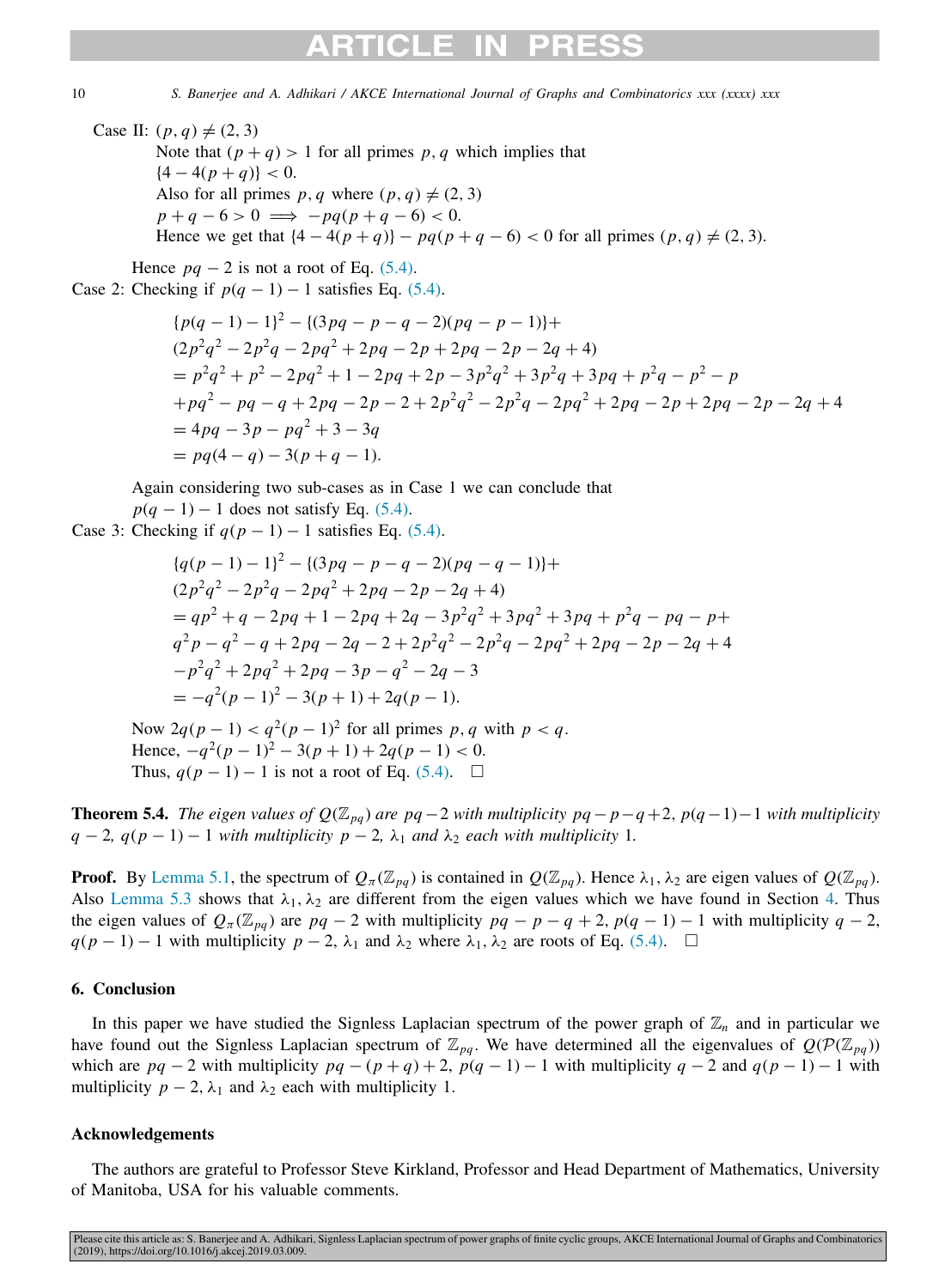Case II: $(p, q) \neq (2, 3)$

Note that $(p + q) > 1$ for all primes $p, q$ which implies that
$\{4 - 4(p + q)\} < 0$.
Also for all primes $p, q$ where $(p, q) \neq (2, 3)$
$p + q - 6 > 0 \implies -pq(p + q - 6) < 0$.
Hence we get that $\{4 - 4(p + q)\} - pq(p + q - 6) < 0$ for all primes $(p, q) \neq (2, 3)$.

Hence $pq - 2$ is not a root of Eq. (5.4).

Case 2: Checking if $p(q - 1) - 1$ satisfies Eq. (5.4).

$$
\begin{aligned}
&\{p(q-1)-1\}^2 - \{(3pq - p - q - 2)(pq - p - 1)\} + \\
&(2p^2q^2 - 2p^2q - 2pq^2 + 2pq - 2p + 2pq - 2p - 2q + 4) \\
&= p^2q^2 + p^2 - 2pq^2 + 1 - 2pq + 2p - 3p^2q^2 + 3p^2q + 3pq + p^2q - p^2 - p \\
&+ pq^2 - pq - q + 2pq - 2p - 2 + 2p^2q^2 - 2p^2q - 2pq^2 + 2pq - 2p + 2pq - 2p - 2q + 4 \\
&= 4pq - 3p - pq^2 + 3 - 3q \\
&= pq(4 - q) - 3(p + q - 1).
\end{aligned}
$$

Again considering two sub-cases as in Case 1 we can conclude that
$p(q - 1) - 1$ does not satisfy Eq. (5.4).

Case 3: Checking if $q(p - 1) - 1$ satisfies Eq. (5.4).

$$
\begin{aligned}
&\{q(p-1)-1\}^2 - \{(3pq - p - q - 2)(pq - q - 1)\} + \\
&(2p^2q^2 - 2p^2q - 2pq^2 + 2pq - 2p - 2q + 4) \\
&= qp^2 + q - 2pq + 1 - 2pq + 2q - 3p^2q^2 + 3pq^2 + 3pq + p^2q - pq - p + \\
&q^2p - q^2 - q + 2pq - 2q - 2 + 2p^2q^2 - 2p^2q - 2pq^2 + 2pq - 2p - 2q + 4 \\
&-p^2q^2 + 2pq^2 + 2pq - 3p - q^2 - 2q - 3 \\
&= -q^2(p-1)^2 - 3(p + 1) + 2q(p - 1).
\end{aligned}
$$

Now $2q(p - 1) < q^2(p - 1)^2$ for all primes $p, q$ with $p < q$.
Hence, $-q^2(p - 1)^2 - 3(p + 1) + 2q(p - 1) < 0$.
Thus, $q(p - 1) - 1$ is not a root of Eq. (5.4). □

**Theorem 5.4.** *The eigen values of $Q(\mathbb{Z}_{pq})$ are $pq - 2$ with multiplicity $pq - p - q + 2$, $p(q - 1) - 1$ with multiplicity $q - 2$, $q(p - 1) - 1$ with multiplicity $p - 2$, $\lambda_1$ and $\lambda_2$ each with multiplicity 1.*

**Proof.** By Lemma 5.1, the spectrum of $Q_\pi(\mathbb{Z}_{pq})$ is contained in $Q(\mathbb{Z}_{pq})$. Hence $\lambda_1, \lambda_2$ are eigen values of $Q(\mathbb{Z}_{pq})$. Also Lemma 5.3 shows that $\lambda_1, \lambda_2$ are different from the eigen values which we have found in Section 4. Thus the eigen values of $Q_\pi(\mathbb{Z}_{pq})$ are $pq - 2$ with multiplicity $pq - p - q + 2$, $p(q - 1) - 1$ with multiplicity $q - 2$, $q(p - 1) - 1$ with multiplicity $p - 2$, $\lambda_1$ and $\lambda_2$ where $\lambda_1, \lambda_2$ are roots of Eq. (5.4). □

## 6. Conclusion

In this paper we have studied the Signless Laplacian spectrum of the power graph of $\mathbb{Z}_n$ and in particular we have found out the Signless Laplacian spectrum of $\mathbb{Z}_{pq}$. We have determined all the eigenvalues of $Q(\mathcal{P}(\mathbb{Z}_{pq}))$ which are $pq - 2$ with multiplicity $pq - (p + q) + 2$, $p(q - 1) - 1$ with multiplicity $q - 2$ and $q(p - 1) - 1$ with multiplicity $p - 2$, $\lambda_1$ and $\lambda_2$ each with multiplicity 1.

## Acknowledgements

The authors are grateful to Professor Steve Kirkland, Professor and Head Department of Mathematics, University of Manitoba, USA for his valuable comments.

Please cite this article as: S. Banerjee and A. Adhikari, Signless Laplacian spectrum of power graphs of finite cyclic groups, AKCE International Journal of Graphs and Combinatorics (2019), https://doi.org/10.1016/j.akcej.2019.03.009.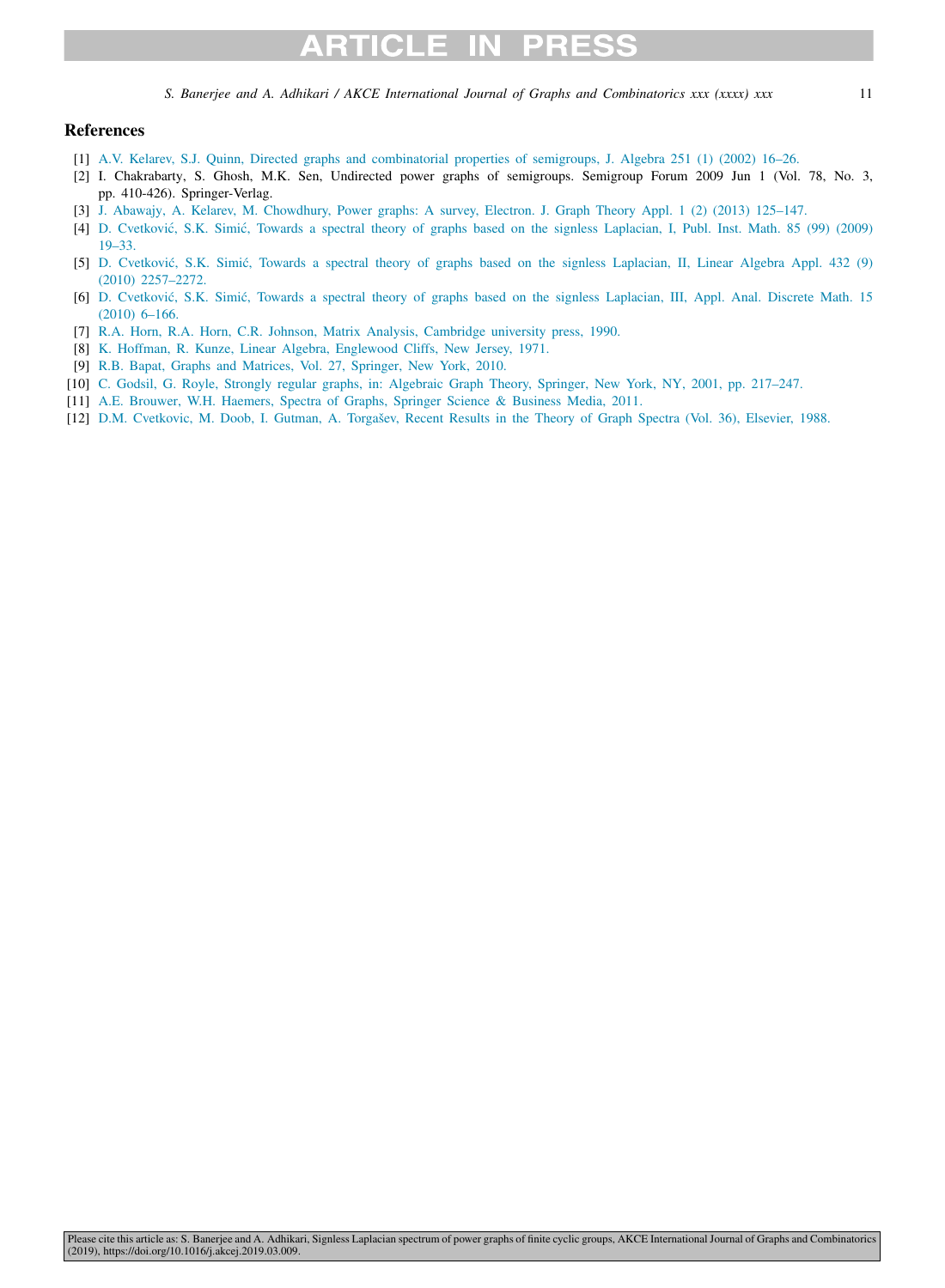## References

[1] A.V. Kelarev, S.J. Quinn, Directed graphs and combinatorial properties of semigroups, J. Algebra 251 (1) (2002) 16–26.

[2] I. Chakrabarty, S. Ghosh, M.K. Sen, Undirected power graphs of semigroups. Semigroup Forum 2009 Jun 1 (Vol. 78, No. 3, pp. 410-426). Springer-Verlag.

[3] J. Abawajy, A. Kelarev, M. Chowdhury, Power graphs: A survey, Electron. J. Graph Theory Appl. 1 (2) (2013) 125–147.

[4] D. Cvetković, S.K. Simić, Towards a spectral theory of graphs based on the signless Laplacian, I, Publ. Inst. Math. 85 (99) (2009) 19–33.

[5] D. Cvetković, S.K. Simić, Towards a spectral theory of graphs based on the signless Laplacian, II, Linear Algebra Appl. 432 (9) (2010) 2257–2272.

[6] D. Cvetković, S.K. Simić, Towards a spectral theory of graphs based on the signless Laplacian, III, Appl. Anal. Discrete Math. 15 (2010) 6–166.

[7] R.A. Horn, R.A. Horn, C.R. Johnson, Matrix Analysis, Cambridge university press, 1990.

[8] K. Hoffman, R. Kunze, Linear Algebra, Englewood Cliffs, New Jersey, 1971.

[9] R.B. Bapat, Graphs and Matrices, Vol. 27, Springer, New York, 2010.

[10] C. Godsil, G. Royle, Strongly regular graphs, in: Algebraic Graph Theory, Springer, New York, NY, 2001, pp. 217–247.

[11] A.E. Brouwer, W.H. Haemers, Spectra of Graphs, Springer Science & Business Media, 2011.

[12] D.M. Cvetkovic, M. Doob, I. Gutman, A. Torgašev, Recent Results in the Theory of Graph Spectra (Vol. 36), Elsevier, 1988.